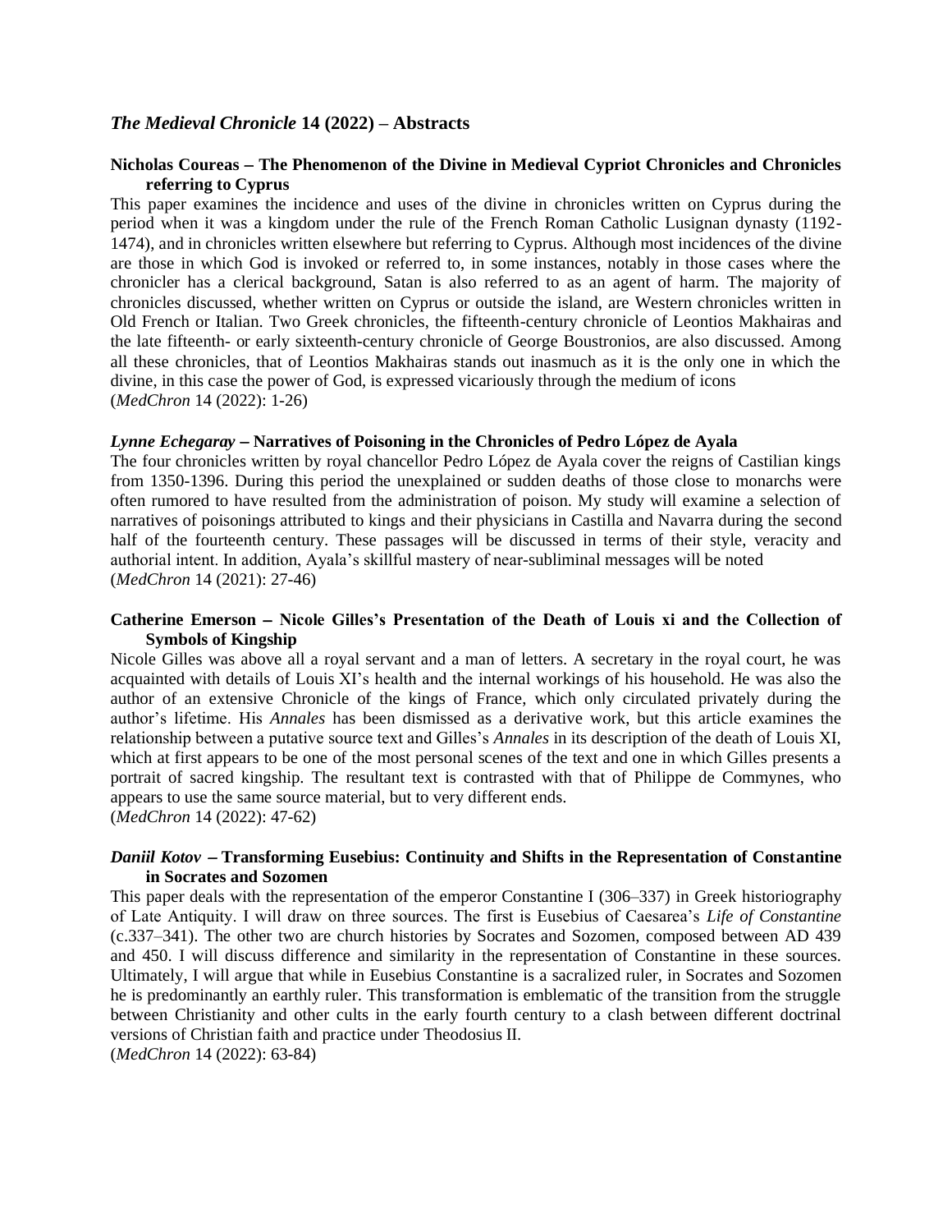# *The Medieval Chronicle* 14 (2022) – Abstracts

**Nicholas Coureas – The Phenomenon of the Divine in Medieval Cypriot Chronicles and Chronicles referring to Cyprus**

This paper examines the incidence and uses of the divine in chronicles written on Cyprus during the period when it was a kingdom under the rule of the French Roman Catholic Lusignan dynasty (1192-1474), and in chronicles written elsewhere but referring to Cyprus. Although most incidences of the divine are those in which God is invoked or referred to, in some instances, notably in those cases where the chronicler has a clerical background, Satan is also referred to as an agent of harm. The majority of chronicles discussed, whether written on Cyprus or outside the island, are Western chronicles written in Old French or Italian. Two Greek chronicles, the fifteenth-century chronicle of Leontios Makhairas and the late fifteenth- or early sixteenth-century chronicle of George Boustronios, are also discussed. Among all these chronicles, that of Leontios Makhairas stands out inasmuch as it is the only one in which the divine, in this case the power of God, is expressed vicariously through the medium of icons
(*MedChron* 14 (2022): 1-26)

***Lynne Echegaray*** **– Narratives of Poisoning in the Chronicles of Pedro López de Ayala**

The four chronicles written by royal chancellor Pedro López de Ayala cover the reigns of Castilian kings from 1350-1396. During this period the unexplained or sudden deaths of those close to monarchs were often rumored to have resulted from the administration of poison. My study will examine a selection of narratives of poisonings attributed to kings and their physicians in Castilla and Navarra during the second half of the fourteenth century. These passages will be discussed in terms of their style, veracity and authorial intent. In addition, Ayala's skillful mastery of near-subliminal messages will be noted
(*MedChron* 14 (2021): 27-46)

**Catherine Emerson – Nicole Gilles's Presentation of the Death of Louis xi and the Collection of Symbols of Kingship**

Nicole Gilles was above all a royal servant and a man of letters. A secretary in the royal court, he was acquainted with details of Louis XI's health and the internal workings of his household. He was also the author of an extensive Chronicle of the kings of France, which only circulated privately during the author's lifetime. His *Annales* has been dismissed as a derivative work, but this article examines the relationship between a putative source text and Gilles's *Annales* in its description of the death of Louis XI, which at first appears to be one of the most personal scenes of the text and one in which Gilles presents a portrait of sacred kingship. The resultant text is contrasted with that of Philippe de Commynes, who appears to use the same source material, but to very different ends.
(*MedChron* 14 (2022): 47-62)

***Daniil Kotov*** **– Transforming Eusebius: Continuity and Shifts in the Representation of Constantine in Socrates and Sozomen**

This paper deals with the representation of the emperor Constantine I (306–337) in Greek historiography of Late Antiquity. I will draw on three sources. The first is Eusebius of Caesarea's *Life of Constantine* (c.337–341). The other two are church histories by Socrates and Sozomen, composed between AD 439 and 450. I will discuss difference and similarity in the representation of Constantine in these sources. Ultimately, I will argue that while in Eusebius Constantine is a sacralized ruler, in Socrates and Sozomen he is predominantly an earthly ruler. This transformation is emblematic of the transition from the struggle between Christianity and other cults in the early fourth century to a clash between different doctrinal versions of Christian faith and practice under Theodosius II.
(*MedChron* 14 (2022): 63-84)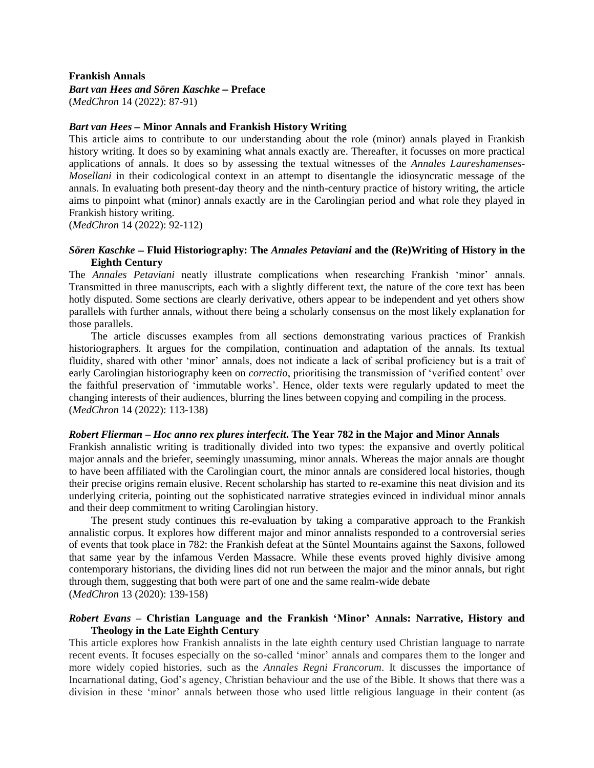**Frankish Annals**

***Bart van Hees and Sören Kaschke* – Preface**

(*MedChron* 14 (2022): 87-91)

***Bart van Hees* – Minor Annals and Frankish History Writing**

This article aims to contribute to our understanding about the role (minor) annals played in Frankish history writing. It does so by examining what annals exactly are. Thereafter, it focusses on more practical applications of annals. It does so by assessing the textual witnesses of the *Annales Laureshamenses-Mosellani* in their codicological context in an attempt to disentangle the idiosyncratic message of the annals. In evaluating both present-day theory and the ninth-century practice of history writing, the article aims to pinpoint what (minor) annals exactly are in the Carolingian period and what role they played in Frankish history writing.

(*MedChron* 14 (2022): 92-112)

***Sören Kaschke* – Fluid Historiography: The *Annales Petaviani* and the (Re)Writing of History in the Eighth Century**

The *Annales Petaviani* neatly illustrate complications when researching Frankish 'minor' annals. Transmitted in three manuscripts, each with a slightly different text, the nature of the core text has been hotly disputed. Some sections are clearly derivative, others appear to be independent and yet others show parallels with further annals, without there being a scholarly consensus on the most likely explanation for those parallels.

The article discusses examples from all sections demonstrating various practices of Frankish historiographers. It argues for the compilation, continuation and adaptation of the annals. Its textual fluidity, shared with other 'minor' annals, does not indicate a lack of scribal proficiency but is a trait of early Carolingian historiography keen on *correctio*, prioritising the transmission of 'verified content' over the faithful preservation of 'immutable works'. Hence, older texts were regularly updated to meet the changing interests of their audiences, blurring the lines between copying and compiling in the process.

(*MedChron* 14 (2022): 113-138)

***Robert Flierman* – *Hoc anno rex plures interfecit*. The Year 782 in the Major and Minor Annals**

Frankish annalistic writing is traditionally divided into two types: the expansive and overtly political major annals and the briefer, seemingly unassuming, minor annals. Whereas the major annals are thought to have been affiliated with the Carolingian court, the minor annals are considered local histories, though their precise origins remain elusive. Recent scholarship has started to re-examine this neat division and its underlying criteria, pointing out the sophisticated narrative strategies evinced in individual minor annals and their deep commitment to writing Carolingian history.

The present study continues this re-evaluation by taking a comparative approach to the Frankish annalistic corpus. It explores how different major and minor annalists responded to a controversial series of events that took place in 782: the Frankish defeat at the Süntel Mountains against the Saxons, followed that same year by the infamous Verden Massacre. While these events proved highly divisive among contemporary historians, the dividing lines did not run between the major and the minor annals, but right through them, suggesting that both were part of one and the same realm-wide debate

(*MedChron* 13 (2020): 139-158)

***Robert Evans* – Christian Language and the Frankish 'Minor' Annals: Narrative, History and Theology in the Late Eighth Century**

This article explores how Frankish annalists in the late eighth century used Christian language to narrate recent events. It focuses especially on the so-called 'minor' annals and compares them to the longer and more widely copied histories, such as the *Annales Regni Francorum*. It discusses the importance of Incarnational dating, God's agency, Christian behaviour and the use of the Bible. It shows that there was a division in these 'minor' annals between those who used little religious language in their content (as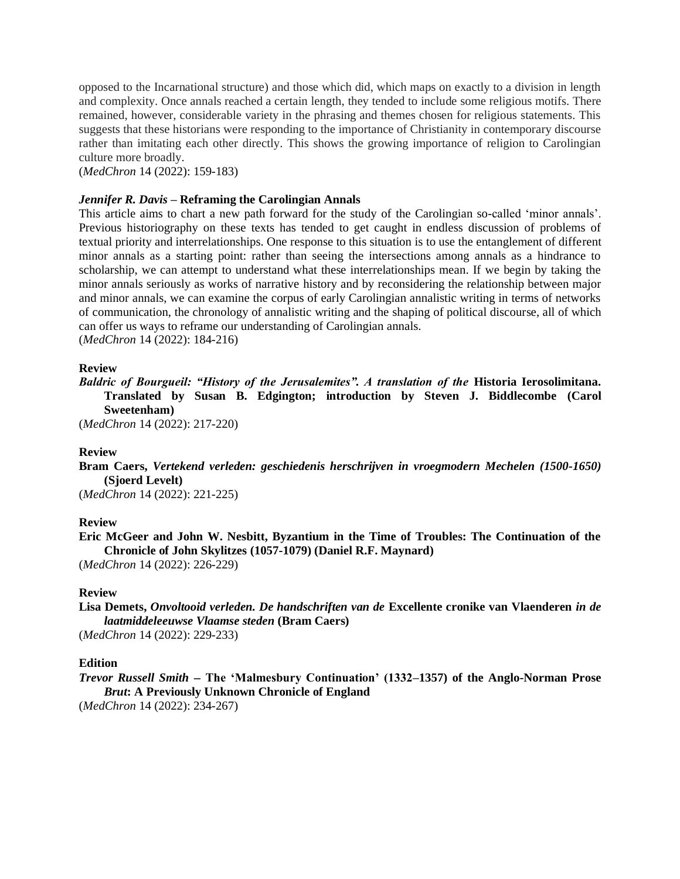opposed to the Incarnational structure) and those which did, which maps on exactly to a division in length and complexity. Once annals reached a certain length, they tended to include some religious motifs. There remained, however, considerable variety in the phrasing and themes chosen for religious statements. This suggests that these historians were responding to the importance of Christianity in contemporary discourse rather than imitating each other directly. This shows the growing importance of religion to Carolingian culture more broadly.
(*MedChron* 14 (2022): 159-183)

***Jennifer R. Davis* – Reframing the Carolingian Annals**

This article aims to chart a new path forward for the study of the Carolingian so-called 'minor annals'. Previous historiography on these texts has tended to get caught in endless discussion of problems of textual priority and interrelationships. One response to this situation is to use the entanglement of different minor annals as a starting point: rather than seeing the intersections among annals as a hindrance to scholarship, we can attempt to understand what these interrelationships mean. If we begin by taking the minor annals seriously as works of narrative history and by reconsidering the relationship between major and minor annals, we can examine the corpus of early Carolingian annalistic writing in terms of networks of communication, the chronology of annalistic writing and the shaping of political discourse, all of which can offer us ways to reframe our understanding of Carolingian annals.
(*MedChron* 14 (2022): 184-216)

**Review**

***Baldric of Bourgueil: "History of the Jerusalemites". A translation of the* Historia Ierosolimitana. Translated by Susan B. Edgington; introduction by Steven J. Biddlecombe (Carol Sweetenham)**
(*MedChron* 14 (2022): 217-220)

**Review**

**Bram Caers, *Vertekend verleden: geschiedenis herschrijven in vroegmodern Mechelen (1500-1650)* (Sjoerd Levelt)**
(*MedChron* 14 (2022): 221-225)

**Review**

**Eric McGeer and John W. Nesbitt, Byzantium in the Time of Troubles: The Continuation of the Chronicle of John Skylitzes (1057-1079) (Daniel R.F. Maynard)**
(*MedChron* 14 (2022): 226-229)

**Review**

**Lisa Demets, *Onvoltooid verleden. De handschriften van de* Excellente cronike van Vlaenderen *in de laatmiddeleeuwse Vlaamse steden* (Bram Caers)**
(*MedChron* 14 (2022): 229-233)

**Edition**

***Trevor Russell Smith* – The 'Malmesbury Continuation' (1332–1357) of the Anglo-Norman Prose *Brut*: A Previously Unknown Chronicle of England**
(*MedChron* 14 (2022): 234-267)